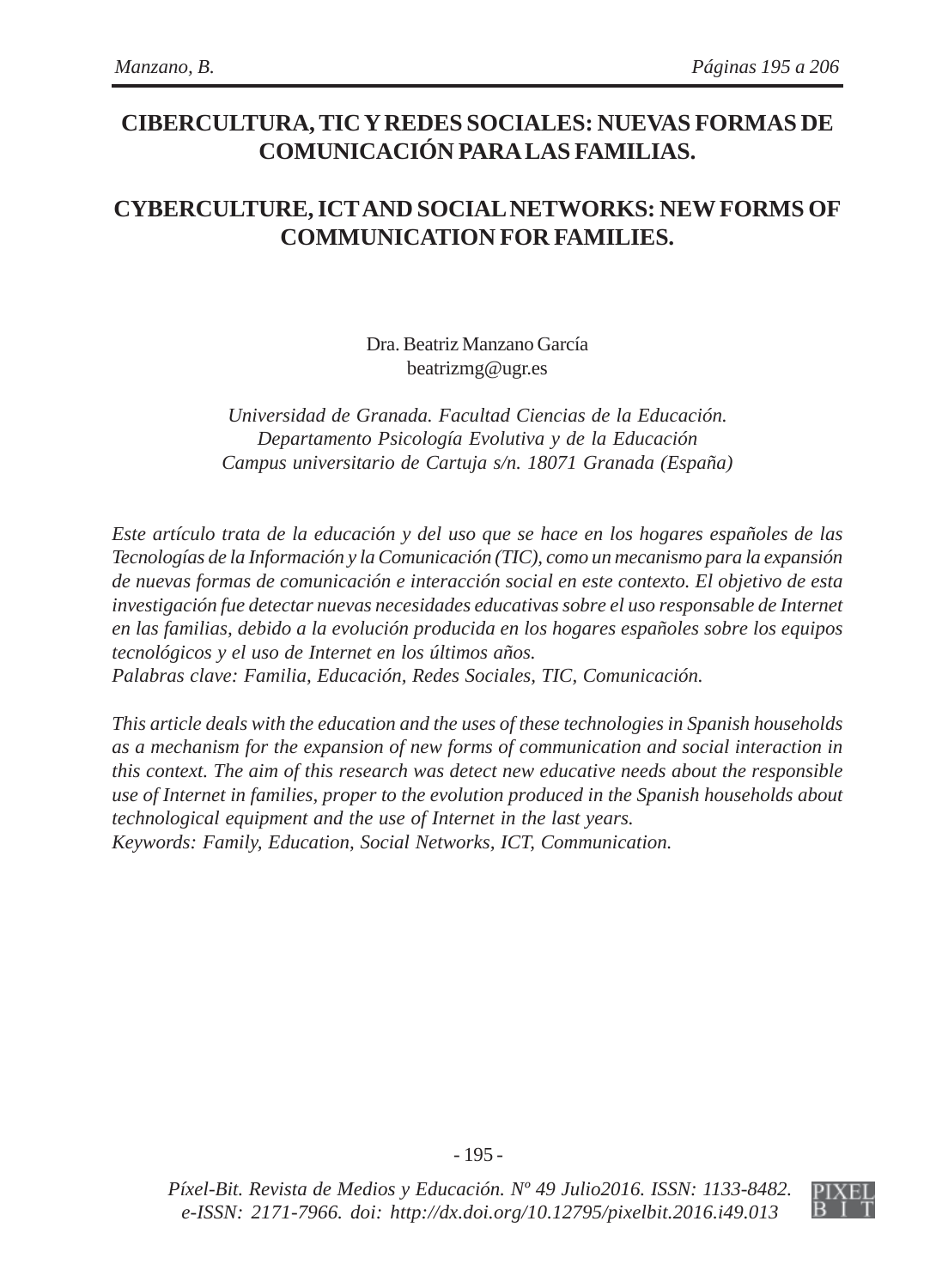# CIBERCULTURA, TIC Y REDES SOCIALES: NUEVAS FORMAS DE COMUNICACIÓN PARA LAS FAMILIAS.

# CYBERCULTURE, ICT AND SOCIAL NETWORKS: NEW FORMS OF COMMUNICATION FOR FAMILIES.

Dra. Beatriz Manzano García
beatrizmg@ugr.es

*Universidad de Granada. Facultad Ciencias de la Educación.*
*Departamento Psicología Evolutiva y de la Educación*
*Campus universitario de Cartuja s/n. 18071 Granada (España)*

*Este artículo trata de la educación y del uso que se hace en los hogares españoles de las Tecnologías de la Información y la Comunicación (TIC), como un mecanismo para la expansión de nuevas formas de comunicación e interacción social en este contexto. El objetivo de esta investigación fue detectar nuevas necesidades educativas sobre el uso responsable de Internet en las familias, debido a la evolución producida en los hogares españoles sobre los equipos tecnológicos y el uso de Internet en los últimos años.*
*Palabras clave: Familia, Educación, Redes Sociales, TIC, Comunicación.*

*This article deals with the education and the uses of these technologies in Spanish households as a mechanism for the expansion of new forms of communication and social interaction in this context. The aim of this research was detect new educative needs about the responsible use of Internet in families, proper to the evolution produced in the Spanish households about technological equipment and the use of Internet in the last years.*
*Keywords: Family, Education, Social Networks, ICT, Communication.*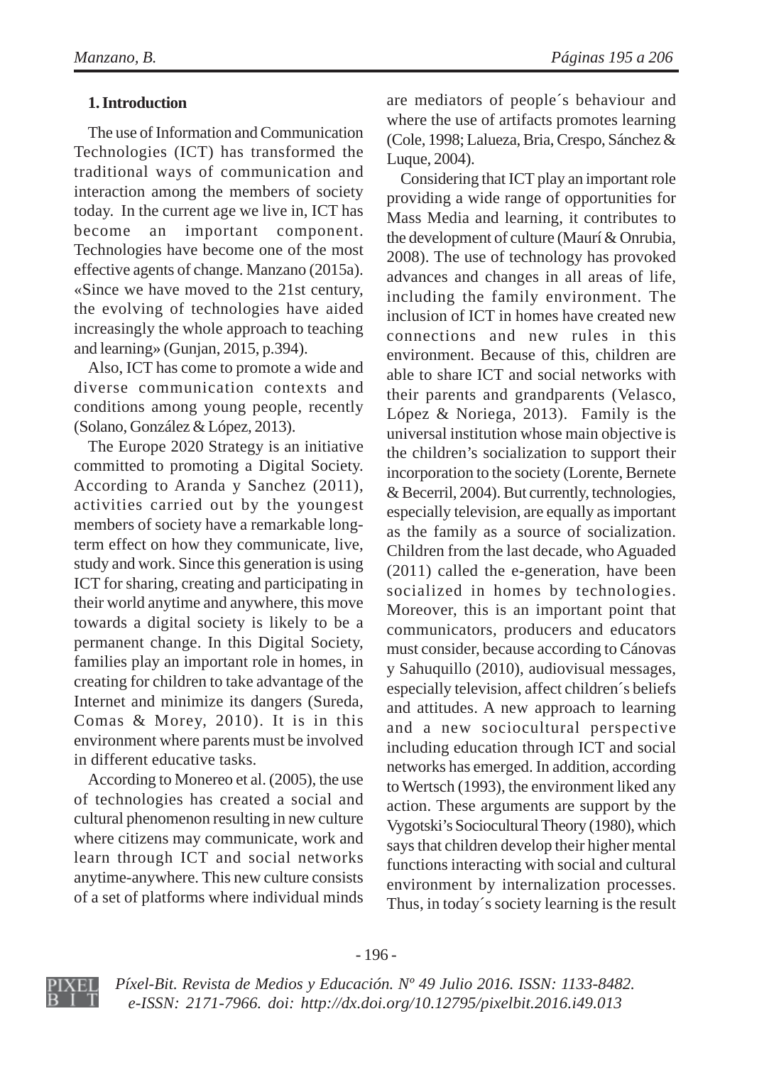## 1. Introduction

The use of Information and Communication Technologies (ICT) has transformed the traditional ways of communication and interaction among the members of society today. In the current age we live in, ICT has become an important component. Technologies have become one of the most effective agents of change. Manzano (2015a). «Since we have moved to the 21st century, the evolving of technologies have aided increasingly the whole approach to teaching and learning» (Gunjan, 2015, p.394).

Also, ICT has come to promote a wide and diverse communication contexts and conditions among young people, recently (Solano, González & López, 2013).

The Europe 2020 Strategy is an initiative committed to promoting a Digital Society. According to Aranda y Sanchez (2011), activities carried out by the youngest members of society have a remarkable long-term effect on how they communicate, live, study and work. Since this generation is using ICT for sharing, creating and participating in their world anytime and anywhere, this move towards a digital society is likely to be a permanent change. In this Digital Society, families play an important role in homes, in creating for children to take advantage of the Internet and minimize its dangers (Sureda, Comas & Morey, 2010). It is in this environment where parents must be involved in different educative tasks.

According to Monereo et al. (2005), the use of technologies has created a social and cultural phenomenon resulting in new culture where citizens may communicate, work and learn through ICT and social networks anytime-anywhere. This new culture consists of a set of platforms where individual minds are mediators of people´s behaviour and where the use of artifacts promotes learning (Cole, 1998; Lalueza, Bria, Crespo, Sánchez & Luque, 2004).

Considering that ICT play an important role providing a wide range of opportunities for Mass Media and learning, it contributes to the development of culture (Maurí & Onrubia, 2008). The use of technology has provoked advances and changes in all areas of life, including the family environment. The inclusion of ICT in homes have created new connections and new rules in this environment. Because of this, children are able to share ICT and social networks with their parents and grandparents (Velasco, López & Noriega, 2013). Family is the universal institution whose main objective is the children's socialization to support their incorporation to the society (Lorente, Bernete & Becerril, 2004). But currently, technologies, especially television, are equally as important as the family as a source of socialization. Children from the last decade, who Aguaded (2011) called the e-generation, have been socialized in homes by technologies. Moreover, this is an important point that communicators, producers and educators must consider, because according to Cánovas y Sahuquillo (2010), audiovisual messages, especially television, affect children´s beliefs and attitudes. A new approach to learning and a new sociocultural perspective including education through ICT and social networks has emerged. In addition, according to Wertsch (1993), the environment liked any action. These arguments are support by the Vygotski's Sociocultural Theory (1980), which says that children develop their higher mental functions interacting with social and cultural environment by internalization processes. Thus, in today´s society learning is the result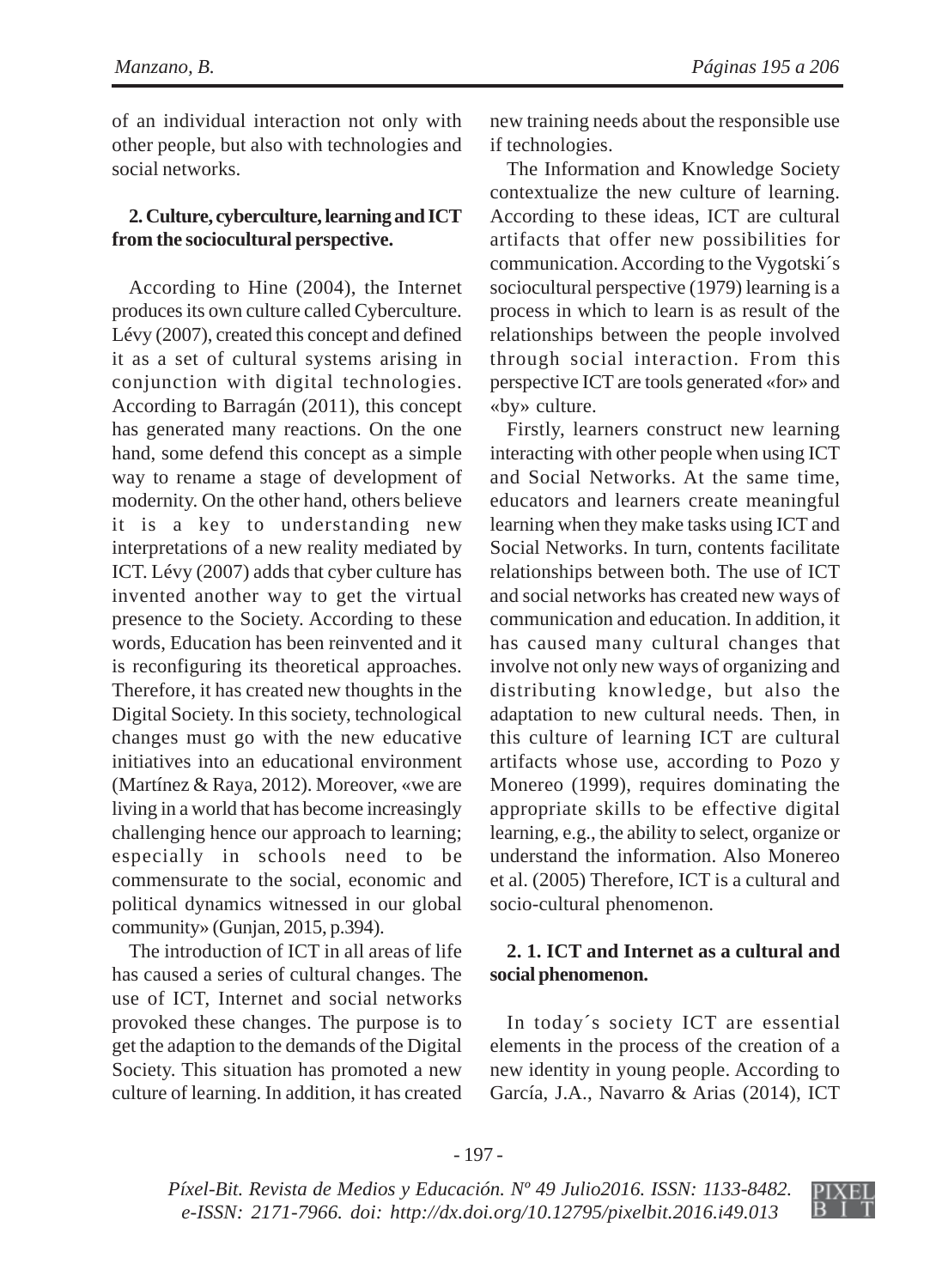of an individual interaction not only with other people, but also with technologies and social networks.

## 2. Culture, cyberculture, learning and ICT from the sociocultural perspective.

According to Hine (2004), the Internet produces its own culture called Cyberculture. Lévy (2007), created this concept and defined it as a set of cultural systems arising in conjunction with digital technologies. According to Barragán (2011), this concept has generated many reactions. On the one hand, some defend this concept as a simple way to rename a stage of development of modernity. On the other hand, others believe it is a key to understanding new interpretations of a new reality mediated by ICT. Lévy (2007) adds that cyber culture has invented another way to get the virtual presence to the Society. According to these words, Education has been reinvented and it is reconfiguring its theoretical approaches. Therefore, it has created new thoughts in the Digital Society. In this society, technological changes must go with the new educative initiatives into an educational environment (Martínez & Raya, 2012). Moreover, «we are living in a world that has become increasingly challenging hence our approach to learning; especially in schools need to be commensurate to the social, economic and political dynamics witnessed in our global community» (Gunjan, 2015, p.394).

The introduction of ICT in all areas of life has caused a series of cultural changes. The use of ICT, Internet and social networks provoked these changes. The purpose is to get the adaption to the demands of the Digital Society. This situation has promoted a new culture of learning. In addition, it has created new training needs about the responsible use if technologies.

The Information and Knowledge Society contextualize the new culture of learning. According to these ideas, ICT are cultural artifacts that offer new possibilities for communication. According to the Vygotski´s sociocultural perspective (1979) learning is a process in which to learn is as result of the relationships between the people involved through social interaction. From this perspective ICT are tools generated «for» and «by» culture.

Firstly, learners construct new learning interacting with other people when using ICT and Social Networks. At the same time, educators and learners create meaningful learning when they make tasks using ICT and Social Networks. In turn, contents facilitate relationships between both. The use of ICT and social networks has created new ways of communication and education. In addition, it has caused many cultural changes that involve not only new ways of organizing and distributing knowledge, but also the adaptation to new cultural needs. Then, in this culture of learning ICT are cultural artifacts whose use, according to Pozo y Monereo (1999), requires dominating the appropriate skills to be effective digital learning, e.g., the ability to select, organize or understand the information. Also Monereo et al. (2005) Therefore, ICT is a cultural and socio-cultural phenomenon.

### 2. 1. ICT and Internet as a cultural and social phenomenon.

In today´s society ICT are essential elements in the process of the creation of a new identity in young people. According to García, J.A., Navarro & Arias (2014), ICT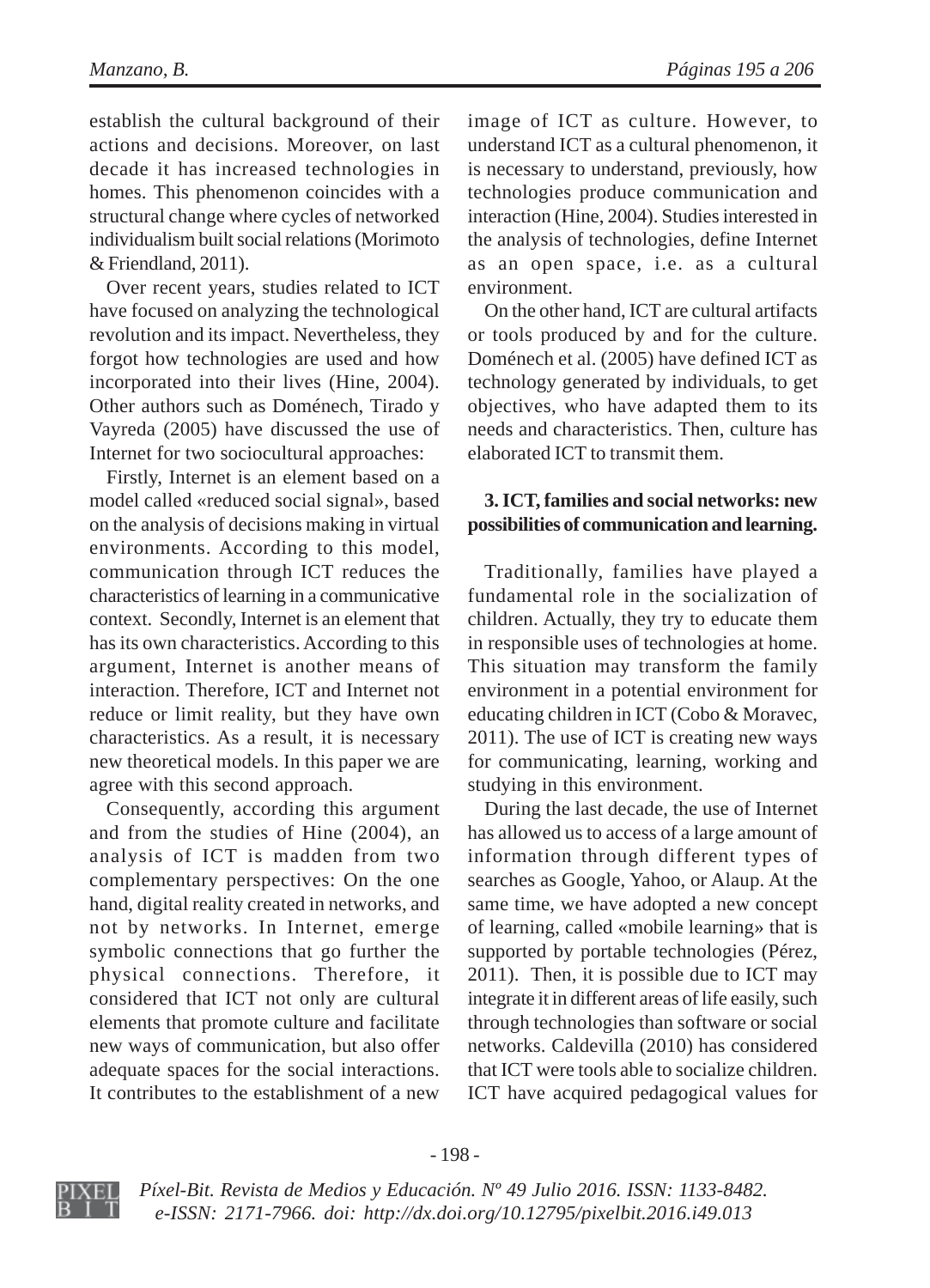establish the cultural background of their actions and decisions. Moreover, on last decade it has increased technologies in homes. This phenomenon coincides with a structural change where cycles of networked individualism built social relations (Morimoto & Friendland, 2011).

Over recent years, studies related to ICT have focused on analyzing the technological revolution and its impact. Nevertheless, they forgot how technologies are used and how incorporated into their lives (Hine, 2004). Other authors such as Doménech, Tirado y Vayreda (2005) have discussed the use of Internet for two sociocultural approaches:

Firstly, Internet is an element based on a model called «reduced social signal», based on the analysis of decisions making in virtual environments. According to this model, communication through ICT reduces the characteristics of learning in a communicative context. Secondly, Internet is an element that has its own characteristics. According to this argument, Internet is another means of interaction. Therefore, ICT and Internet not reduce or limit reality, but they have own characteristics. As a result, it is necessary new theoretical models. In this paper we are agree with this second approach.

Consequently, according this argument and from the studies of Hine (2004), an analysis of ICT is madden from two complementary perspectives: On the one hand, digital reality created in networks, and not by networks. In Internet, emerge symbolic connections that go further the physical connections. Therefore, it considered that ICT not only are cultural elements that promote culture and facilitate new ways of communication, but also offer adequate spaces for the social interactions. It contributes to the establishment of a new image of ICT as culture. However, to understand ICT as a cultural phenomenon, it is necessary to understand, previously, how technologies produce communication and interaction (Hine, 2004). Studies interested in the analysis of technologies, define Internet as an open space, i.e. as a cultural environment.

On the other hand, ICT are cultural artifacts or tools produced by and for the culture. Doménech et al. (2005) have defined ICT as technology generated by individuals, to get objectives, who have adapted them to its needs and characteristics. Then, culture has elaborated ICT to transmit them.

## 3. ICT, families and social networks: new possibilities of communication and learning.

Traditionally, families have played a fundamental role in the socialization of children. Actually, they try to educate them in responsible uses of technologies at home. This situation may transform the family environment in a potential environment for educating children in ICT (Cobo & Moravec, 2011). The use of ICT is creating new ways for communicating, learning, working and studying in this environment.

During the last decade, the use of Internet has allowed us to access of a large amount of information through different types of searches as Google, Yahoo, or Alaup. At the same time, we have adopted a new concept of learning, called «mobile learning» that is supported by portable technologies (Pérez, 2011). Then, it is possible due to ICT may integrate it in different areas of life easily, such through technologies than software or social networks. Caldevilla (2010) has considered that ICT were tools able to socialize children. ICT have acquired pedagogical values for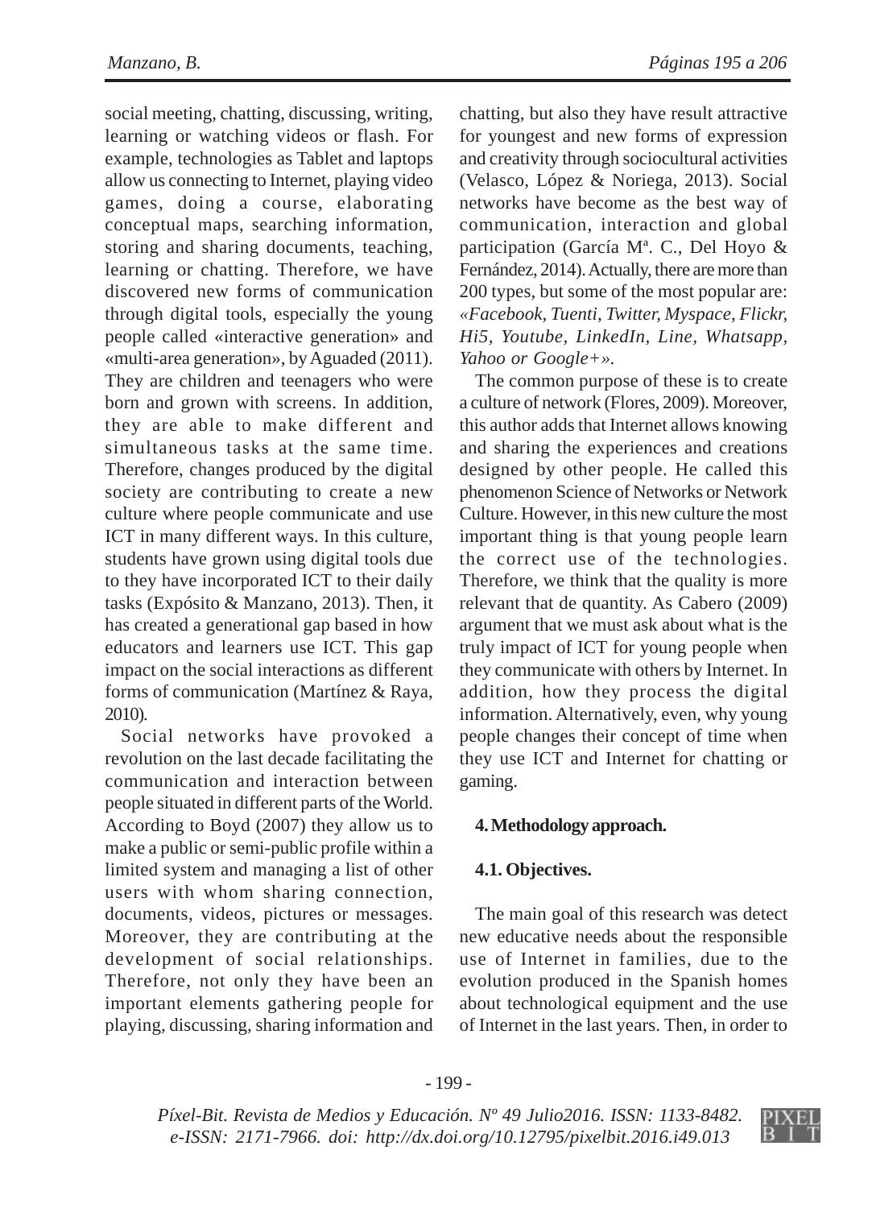social meeting, chatting, discussing, writing, learning or watching videos or flash. For example, technologies as Tablet and laptops allow us connecting to Internet, playing video games, doing a course, elaborating conceptual maps, searching information, storing and sharing documents, teaching, learning or chatting. Therefore, we have discovered new forms of communication through digital tools, especially the young people called «interactive generation» and «multi-area generation», by Aguaded (2011). They are children and teenagers who were born and grown with screens. In addition, they are able to make different and simultaneous tasks at the same time. Therefore, changes produced by the digital society are contributing to create a new culture where people communicate and use ICT in many different ways. In this culture, students have grown using digital tools due to they have incorporated ICT to their daily tasks (Expósito & Manzano, 2013). Then, it has created a generational gap based in how educators and learners use ICT. This gap impact on the social interactions as different forms of communication (Martínez & Raya, 2010).

Social networks have provoked a revolution on the last decade facilitating the communication and interaction between people situated in different parts of the World. According to Boyd (2007) they allow us to make a public or semi-public profile within a limited system and managing a list of other users with whom sharing connection, documents, videos, pictures or messages. Moreover, they are contributing at the development of social relationships. Therefore, not only they have been an important elements gathering people for playing, discussing, sharing information and chatting, but also they have result attractive for youngest and new forms of expression and creativity through sociocultural activities (Velasco, López & Noriega, 2013). Social networks have become as the best way of communication, interaction and global participation (García Mª. C., Del Hoyo & Fernández, 2014). Actually, there are more than 200 types, but some of the most popular are: *«Facebook, Tuenti, Twitter, Myspace, Flickr, Hi5, Youtube, LinkedIn, Line, Whatsapp, Yahoo or Google+».*

The common purpose of these is to create a culture of network (Flores, 2009). Moreover, this author adds that Internet allows knowing and sharing the experiences and creations designed by other people. He called this phenomenon Science of Networks or Network Culture. However, in this new culture the most important thing is that young people learn the correct use of the technologies. Therefore, we think that the quality is more relevant that de quantity. As Cabero (2009) argument that we must ask about what is the truly impact of ICT for young people when they communicate with others by Internet. In addition, how they process the digital information. Alternatively, even, why young people changes their concept of time when they use ICT and Internet for chatting or gaming.

## 4. Methodology approach.

### 4.1. Objectives.

The main goal of this research was detect new educative needs about the responsible use of Internet in families, due to the evolution produced in the Spanish homes about technological equipment and the use of Internet in the last years. Then, in order to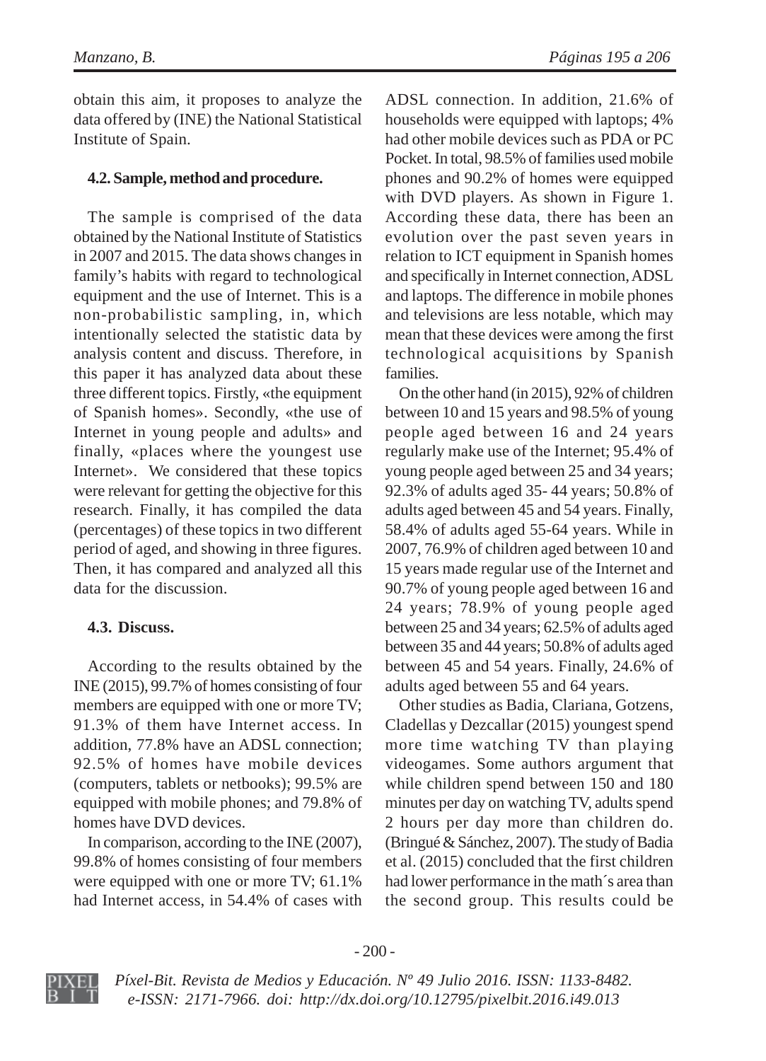obtain this aim, it proposes to analyze the data offered by (INE) the National Statistical Institute of Spain.

### 4.2. Sample, method and procedure.

The sample is comprised of the data obtained by the National Institute of Statistics in 2007 and 2015. The data shows changes in family's habits with regard to technological equipment and the use of Internet. This is a non-probabilistic sampling, in, which intentionally selected the statistic data by analysis content and discuss. Therefore, in this paper it has analyzed data about these three different topics. Firstly, «the equipment of Spanish homes». Secondly, «the use of Internet in young people and adults» and finally, «places where the youngest use Internet». We considered that these topics were relevant for getting the objective for this research. Finally, it has compiled the data (percentages) of these topics in two different period of aged, and showing in three figures. Then, it has compared and analyzed all this data for the discussion.

### 4.3. Discuss.

According to the results obtained by the INE (2015), 99.7% of homes consisting of four members are equipped with one or more TV; 91.3% of them have Internet access. In addition, 77.8% have an ADSL connection; 92.5% of homes have mobile devices (computers, tablets or netbooks); 99.5% are equipped with mobile phones; and 79.8% of homes have DVD devices.

In comparison, according to the INE (2007), 99.8% of homes consisting of four members were equipped with one or more TV; 61.1% had Internet access, in 54.4% of cases with ADSL connection. In addition, 21.6% of households were equipped with laptops; 4% had other mobile devices such as PDA or PC Pocket. In total, 98.5% of families used mobile phones and 90.2% of homes were equipped with DVD players. As shown in Figure 1. According these data, there has been an evolution over the past seven years in relation to ICT equipment in Spanish homes and specifically in Internet connection, ADSL and laptops. The difference in mobile phones and televisions are less notable, which may mean that these devices were among the first technological acquisitions by Spanish families.

On the other hand (in 2015), 92% of children between 10 and 15 years and 98.5% of young people aged between 16 and 24 years regularly make use of the Internet; 95.4% of young people aged between 25 and 34 years; 92.3% of adults aged 35- 44 years; 50.8% of adults aged between 45 and 54 years. Finally, 58.4% of adults aged 55-64 years. While in 2007, 76.9% of children aged between 10 and 15 years made regular use of the Internet and 90.7% of young people aged between 16 and 24 years; 78.9% of young people aged between 25 and 34 years; 62.5% of adults aged between 35 and 44 years; 50.8% of adults aged between 45 and 54 years. Finally, 24.6% of adults aged between 55 and 64 years.

Other studies as Badia, Clariana, Gotzens, Cladellas y Dezcallar (2015) youngest spend more time watching TV than playing videogames. Some authors argument that while children spend between 150 and 180 minutes per day on watching TV, adults spend 2 hours per day more than children do. (Bringué & Sánchez, 2007). The study of Badia et al. (2015) concluded that the first children had lower performance in the math´s area than the second group. This results could be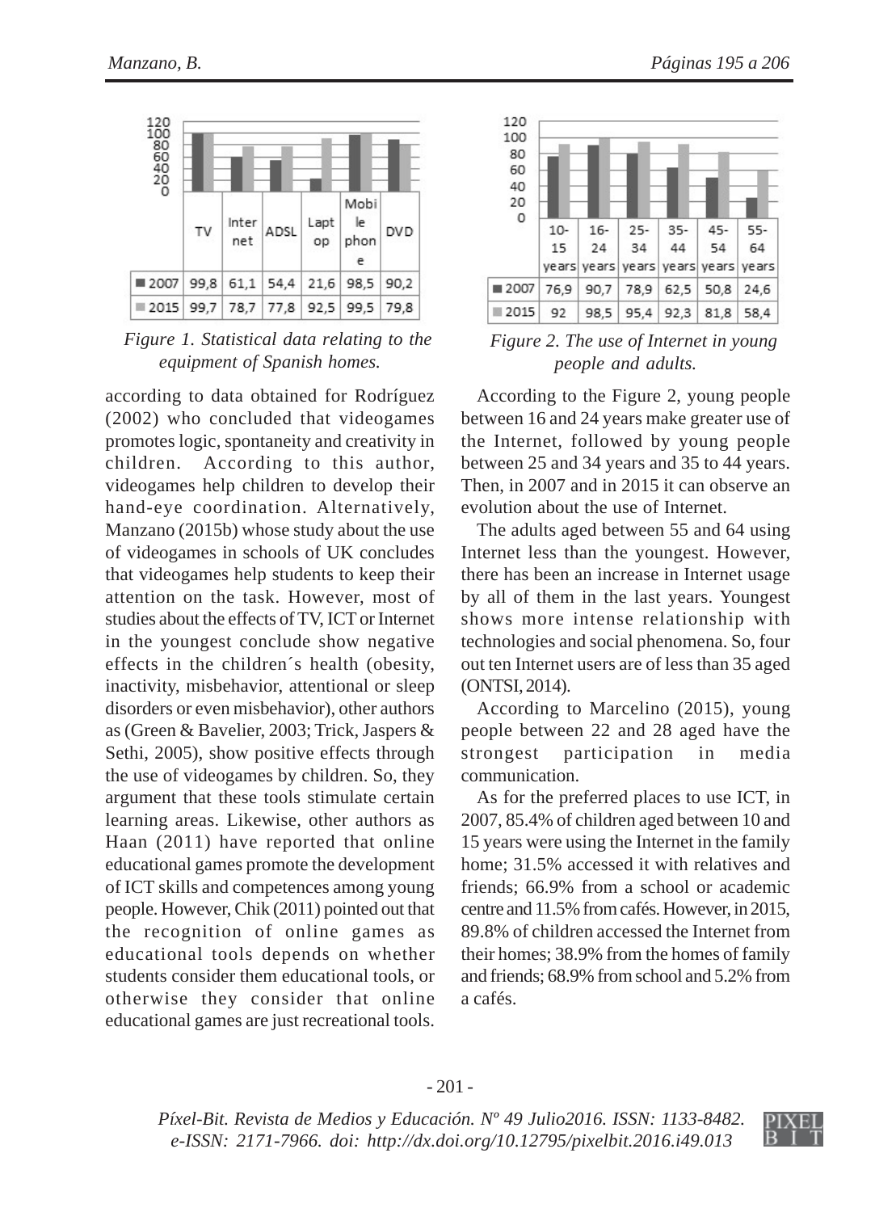120
100
80
60
40
20
0

TV | Internet | ADSL | Laptop | Mobile phone | DVD

2007 99,8 61,1 54,4 21,6 98,5 90,2

2015 99,7 78,7 77,8 92,5 99,5 79,8

*Figure 1. Statistical data relating to the equipment of Spanish homes.*

according to data obtained for Rodríguez (2002) who concluded that videogames promotes logic, spontaneity and creativity in children. According to this author, videogames help children to develop their hand-eye coordination. Alternatively, Manzano (2015b) whose study about the use of videogames in schools of UK concludes that videogames help students to keep their attention on the task. However, most of studies about the effects of TV, ICT or Internet in the youngest conclude show negative effects in the children´s health (obesity, inactivity, misbehavior, attentional or sleep disorders or even misbehavior), other authors as (Green & Bavelier, 2003; Trick, Jaspers & Sethi, 2005), show positive effects through the use of videogames by children. So, they argument that these tools stimulate certain learning areas. Likewise, other authors as Haan (2011) have reported that online educational games promote the development of ICT skills and competences among young people. However, Chik (2011) pointed out that the recognition of online games as educational tools depends on whether students consider them educational tools, or otherwise they consider that online educational games are just recreational tools.

120
100
80
60
40
20
0

10-15 years | 16-24 years | 25-34 years | 35-44 years | 45-54 years | 55-64 years

2007 76,9 90,7 78,9 62,5 50,8 24,6

2015 92 98,5 95,4 92,3 81,8 58,4

*Figure 2. The use of Internet in young people and adults.*

According to the Figure 2, young people between 16 and 24 years make greater use of the Internet, followed by young people between 25 and 34 years and 35 to 44 years. Then, in 2007 and in 2015 it can observe an evolution about the use of Internet.

The adults aged between 55 and 64 using Internet less than the youngest. However, there has been an increase in Internet usage by all of them in the last years. Youngest shows more intense relationship with technologies and social phenomena. So, four out ten Internet users are of less than 35 aged (ONTSI, 2014).

According to Marcelino (2015), young people between 22 and 28 aged have the strongest participation in media communication.

As for the preferred places to use ICT, in 2007, 85.4% of children aged between 10 and 15 years were using the Internet in the family home; 31.5% accessed it with relatives and friends; 66.9% from a school or academic centre and 11.5% from cafés. However, in 2015, 89.8% of children accessed the Internet from their homes; 38.9% from the homes of family and friends; 68.9% from school and 5.2% from a cafés.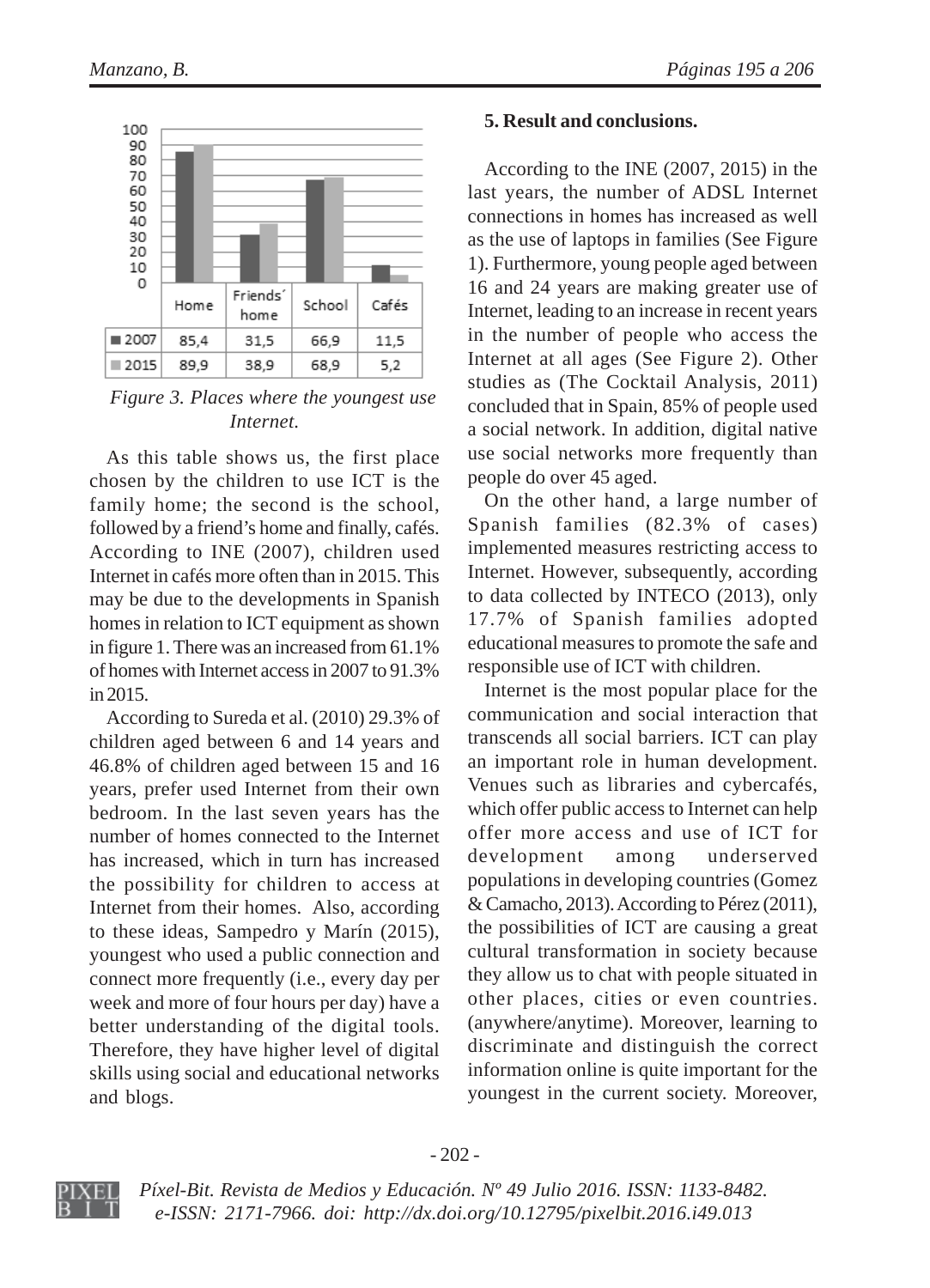100
90
80
70
60
50
40
30
20
10
0

Home
Friends´ home
School
Cafés

2007 85,4 31,5 66,9 11,5

2015 89,9 38,9 68,9 5,2

*Figure 3. Places where the youngest use Internet.*

As this table shows us, the first place chosen by the children to use ICT is the family home; the second is the school, followed by a friend's home and finally, cafés. According to INE (2007), children used Internet in cafés more often than in 2015. This may be due to the developments in Spanish homes in relation to ICT equipment as shown in figure 1. There was an increased from 61.1% of homes with Internet access in 2007 to 91.3% in 2015.

According to Sureda et al. (2010) 29.3% of children aged between 6 and 14 years and 46.8% of children aged between 15 and 16 years, prefer used Internet from their own bedroom. In the last seven years has the number of homes connected to the Internet has increased, which in turn has increased the possibility for children to access at Internet from their homes. Also, according to these ideas, Sampedro y Marín (2015), youngest who used a public connection and connect more frequently (i.e., every day per week and more of four hours per day) have a better understanding of the digital tools. Therefore, they have higher level of digital skills using social and educational networks and blogs.

## 5. Result and conclusions.

According to the INE (2007, 2015) in the last years, the number of ADSL Internet connections in homes has increased as well as the use of laptops in families (See Figure 1). Furthermore, young people aged between 16 and 24 years are making greater use of Internet, leading to an increase in recent years in the number of people who access the Internet at all ages (See Figure 2). Other studies as (The Cocktail Analysis, 2011) concluded that in Spain, 85% of people used a social network. In addition, digital native use social networks more frequently than people do over 45 aged.

On the other hand, a large number of Spanish families (82.3% of cases) implemented measures restricting access to Internet. However, subsequently, according to data collected by INTECO (2013), only 17.7% of Spanish families adopted educational measures to promote the safe and responsible use of ICT with children.

Internet is the most popular place for the communication and social interaction that transcends all social barriers. ICT can play an important role in human development. Venues such as libraries and cybercafés, which offer public access to Internet can help offer more access and use of ICT for development among underserved populations in developing countries (Gomez & Camacho, 2013). According to Pérez (2011), the possibilities of ICT are causing a great cultural transformation in society because they allow us to chat with people situated in other places, cities or even countries. (anywhere/anytime). Moreover, learning to discriminate and distinguish the correct information online is quite important for the youngest in the current society. Moreover,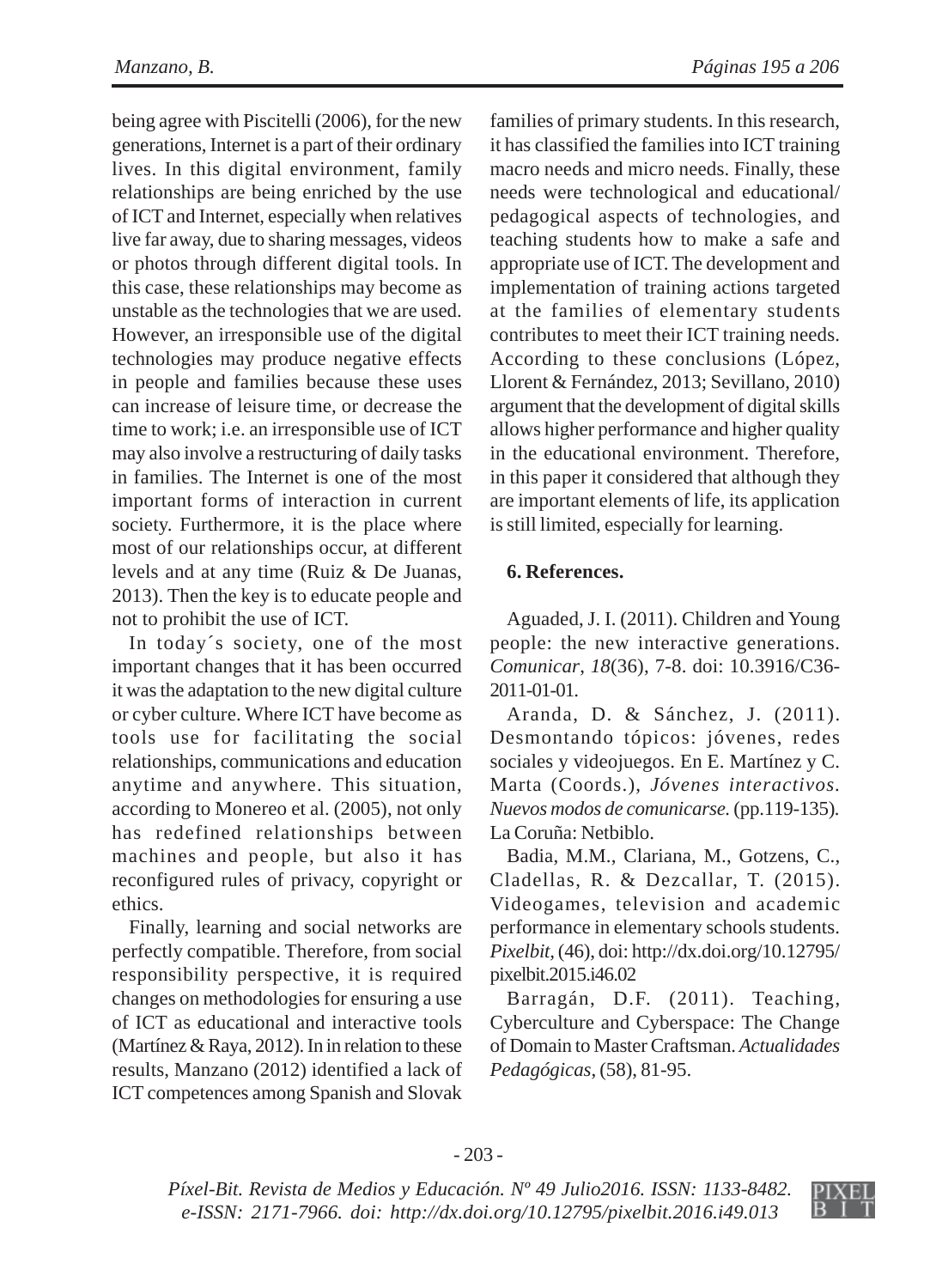being agree with Piscitelli (2006), for the new generations, Internet is a part of their ordinary lives. In this digital environment, family relationships are being enriched by the use of ICT and Internet, especially when relatives live far away, due to sharing messages, videos or photos through different digital tools. In this case, these relationships may become as unstable as the technologies that we are used. However, an irresponsible use of the digital technologies may produce negative effects in people and families because these uses can increase of leisure time, or decrease the time to work; i.e. an irresponsible use of ICT may also involve a restructuring of daily tasks in families. The Internet is one of the most important forms of interaction in current society. Furthermore, it is the place where most of our relationships occur, at different levels and at any time (Ruiz & De Juanas, 2013). Then the key is to educate people and not to prohibit the use of ICT.

In today´s society, one of the most important changes that it has been occurred it was the adaptation to the new digital culture or cyber culture. Where ICT have become as tools use for facilitating the social relationships, communications and education anytime and anywhere. This situation, according to Monereo et al. (2005), not only has redefined relationships between machines and people, but also it has reconfigured rules of privacy, copyright or ethics.

Finally, learning and social networks are perfectly compatible. Therefore, from social responsibility perspective, it is required changes on methodologies for ensuring a use of ICT as educational and interactive tools (Martínez & Raya, 2012). In in relation to these results, Manzano (2012) identified a lack of ICT competences among Spanish and Slovak families of primary students. In this research, it has classified the families into ICT training macro needs and micro needs. Finally, these needs were technological and educational/ pedagogical aspects of technologies, and teaching students how to make a safe and appropriate use of ICT. The development and implementation of training actions targeted at the families of elementary students contributes to meet their ICT training needs. According to these conclusions (López, Llorent & Fernández, 2013; Sevillano, 2010) argument that the development of digital skills allows higher performance and higher quality in the educational environment. Therefore, in this paper it considered that although they are important elements of life, its application is still limited, especially for learning.

## 6. References.

Aguaded, J. I. (2011). Children and Young people: the new interactive generations. *Comunicar*, *18*(36), 7-8. doi: 10.3916/C36-2011-01-01.

Aranda, D. & Sánchez, J. (2011). Desmontando tópicos: jóvenes, redes sociales y videojuegos. En E. Martínez y C. Marta (Coords.), *Jóvenes interactivos. Nuevos modos de comunicarse.* (pp.119-135). La Coruña: Netbiblo.

Badia, M.M., Clariana, M., Gotzens, C., Cladellas, R. & Dezcallar, T. (2015). Videogames, television and academic performance in elementary schools students. *Pixelbit*, (46), doi: http://dx.doi.org/10.12795/pixelbit.2015.i46.02

Barragán, D.F. (2011). Teaching, Cyberculture and Cyberspace: The Change of Domain to Master Craftsman. *Actualidades Pedagógicas*, (58), 81-95.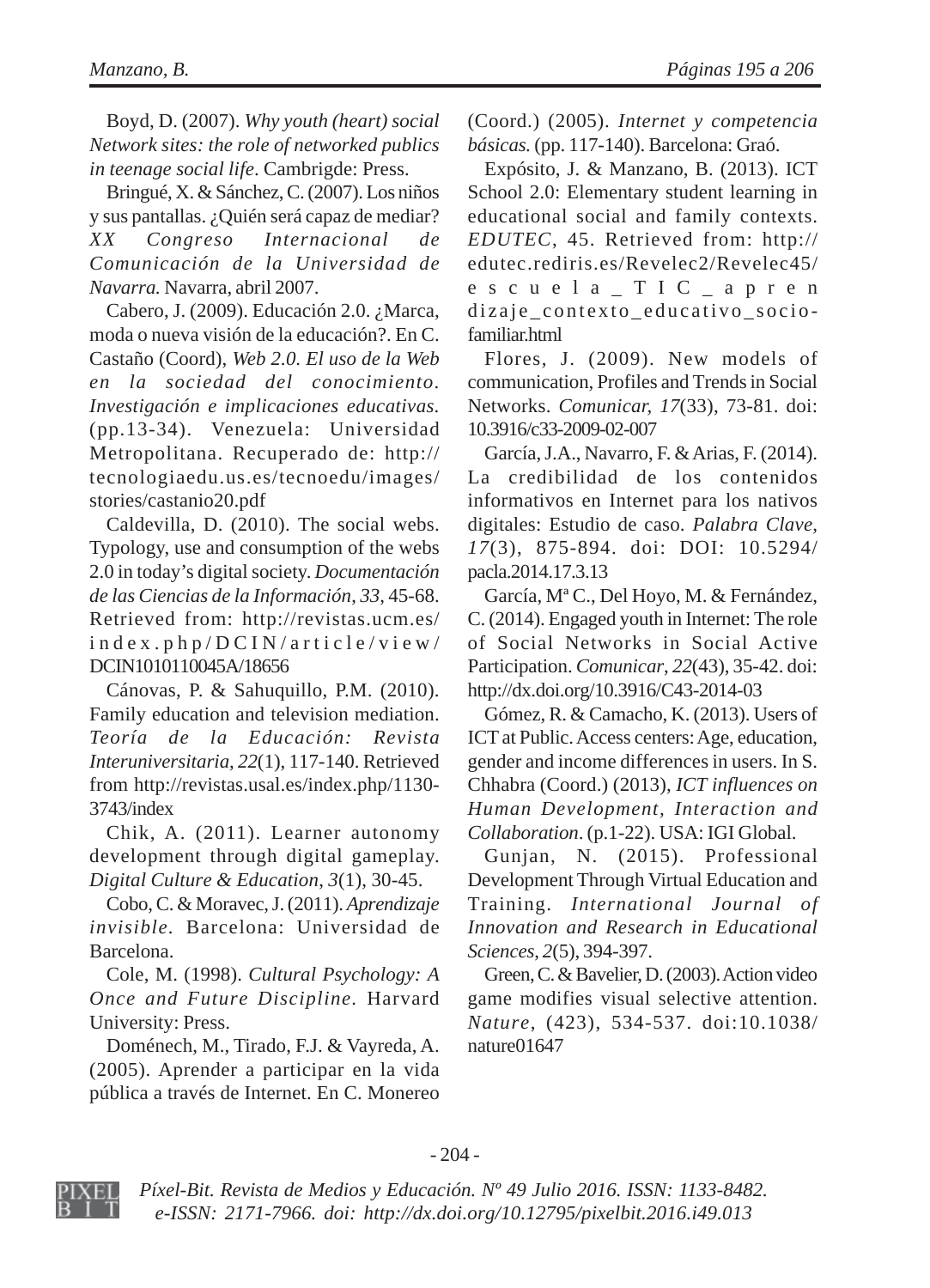Boyd, D. (2007). *Why youth (heart) social Network sites: the role of networked publics in teenage social life*. Cambrigde: Press.

Bringué, X. & Sánchez, C. (2007). Los niños y sus pantallas. ¿Quién será capaz de mediar? *XX Congreso Internacional de Comunicación de la Universidad de Navarra.* Navarra, abril 2007.

Cabero, J. (2009). Educación 2.0. ¿Marca, moda o nueva visión de la educación?. En C. Castaño (Coord), *Web 2.0. El uso de la Web en la sociedad del conocimiento. Investigación e implicaciones educativas.* (pp.13-34). Venezuela: Universidad Metropolitana. Recuperado de: http://tecnologiaedu.us.es/tecnoedu/images/stories/castanio20.pdf

Caldevilla, D. (2010). The social webs. Typology, use and consumption of the webs 2.0 in today's digital society. *Documentación de las Ciencias de la Información*, *33*, 45-68. Retrieved from: http://revistas.ucm.es/index.php/DCIN/article/view/DCIN1010110045A/18656

Cánovas, P. & Sahuquillo, P.M. (2010). Family education and television mediation. *Teoría de la Educación: Revista Interuniversitaria*, *22*(1), 117-140. Retrieved from http://revistas.usal.es/index.php/1130-3743/index

Chik, A. (2011). Learner autonomy development through digital gameplay. *Digital Culture & Education*, *3*(1), 30-45.

Cobo, C. & Moravec, J. (2011). *Aprendizaje invisible*. Barcelona: Universidad de Barcelona.

Cole, M. (1998). *Cultural Psychology: A Once and Future Discipline*. Harvard University: Press.

Doménech, M., Tirado, F.J. & Vayreda, A. (2005). Aprender a participar en la vida pública a través de Internet. En C. Monereo (Coord.) (2005). *Internet y competencia básicas.* (pp. 117-140). Barcelona: Graó.

Expósito, J. & Manzano, B. (2013). ICT School 2.0: Elementary student learning in educational social and family contexts. *EDUTEC*, 45. Retrieved from: http://edutec.rediris.es/Revelec2/Revelec45/escuela_TIC_aprendizaje_contexto_educativo_socio-familiar.html

Flores, J. (2009). New models of communication, Profiles and Trends in Social Networks. *Comunicar, 17*(33), 73-81. doi: 10.3916/c33-2009-02-007

García, J.A., Navarro, F. & Arias, F. (2014). La credibilidad de los contenidos informativos en Internet para los nativos digitales: Estudio de caso. *Palabra Clave*, *17*(3), 875-894. doi: DOI: 10.5294/pacla.2014.17.3.13

García, Mª C., Del Hoyo, M. & Fernández, C. (2014). Engaged youth in Internet: The role of Social Networks in Social Active Participation. *Comunicar*, *22*(43), 35-42. doi: http://dx.doi.org/10.3916/C43-2014-03

Gómez, R. & Camacho, K. (2013). Users of ICT at Public. Access centers: Age, education, gender and income differences in users. In S. Chhabra (Coord.) (2013), *ICT influences on Human Development, Interaction and Collaboration*. (p.1-22). USA: IGI Global.

Gunjan, N. (2015). Professional Development Through Virtual Education and Training. *International Journal of Innovation and Research in Educational Sciences*, *2*(5), 394-397.

Green, C. & Bavelier, D. (2003). Action video game modifies visual selective attention. *Nature*, (423), 534-537. doi:10.1038/nature01647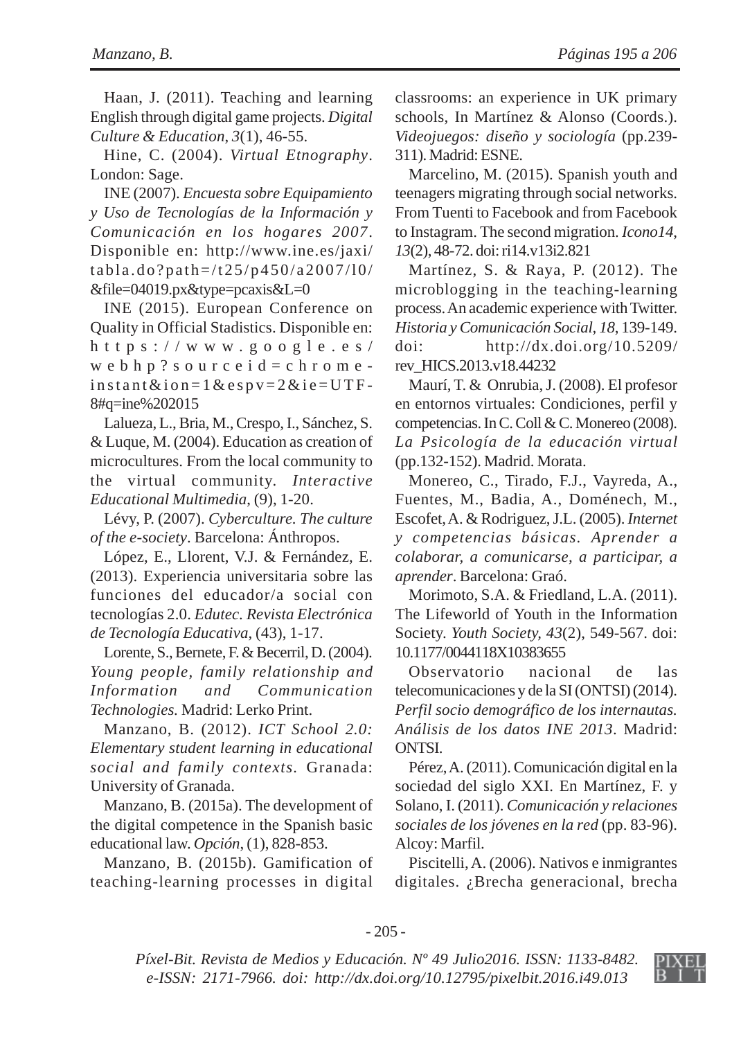Haan, J. (2011). Teaching and learning English through digital game projects. *Digital Culture & Education, 3*(1), 46-55.

Hine, C. (2004). *Virtual Etnography*. London: Sage.

INE (2007). *Encuesta sobre Equipamiento y Uso de Tecnologías de la Información y Comunicación en los hogares 2007*. Disponible en: http://www.ine.es/jaxi/tabla.do?path=/t25/p450/a2007/l0/&file=04019.px&type=pcaxis&L=0

INE (2015). European Conference on Quality in Official Stadistics. Disponible en: https://www.google.es/webhp?sourceid=chrome-instant&ion=1&espv=2&ie=UTF-8#q=ine%202015

Lalueza, L., Bria, M., Crespo, I., Sánchez, S. & Luque, M. (2004). Education as creation of microcultures. From the local community to the virtual community. *Interactive Educational Multimedia,* (9), 1-20.

Lévy, P. (2007). *Cyberculture. The culture of the e-society*. Barcelona: Ánthropos.

López, E., Llorent, V.J. & Fernández, E. (2013). Experiencia universitaria sobre las funciones del educador/a social con tecnologías 2.0. *Edutec. Revista Electrónica de Tecnología Educativa,* (43), 1-17.

Lorente, S., Bernete, F. & Becerril, D. (2004). *Young people, family relationship and Information and Communication Technologies.* Madrid: Lerko Print.

Manzano, B. (2012). *ICT School 2.0: Elementary student learning in educational social and family contexts.* Granada: University of Granada.

Manzano, B. (2015a). The development of the digital competence in the Spanish basic educational law. *Opción,* (1), 828-853.

Manzano, B. (2015b). Gamification of teaching-learning processes in digital classrooms: an experience in UK primary schools, In Martínez & Alonso (Coords.). *Videojuegos: diseño y sociología* (pp.239-311). Madrid: ESNE.

Marcelino, M. (2015). Spanish youth and teenagers migrating through social networks. From Tuenti to Facebook and from Facebook to Instagram. The second migration. *Icono14, 13*(2), 48-72. doi: ri14.v13i2.821

Martínez, S. & Raya, P. (2012). The microblogging in the teaching-learning process. An academic experience with Twitter. *Historia y Comunicación Social, 18*, 139-149. doi: http://dx.doi.org/10.5209/rev_HICS.2013.v18.44232

Maurí, T. & Onrubia, J. (2008). El profesor en entornos virtuales: Condiciones, perfil y competencias. In C. Coll & C. Monereo (2008). *La Psicología de la educación virtual* (pp.132-152). Madrid. Morata.

Monereo, C., Tirado, F.J., Vayreda, A., Fuentes, M., Badia, A., Doménech, M., Escofet, A. & Rodriguez, J.L. (2005). *Internet y competencias básicas. Aprender a colaborar, a comunicarse, a participar, a aprender*. Barcelona: Graó.

Morimoto, S.A. & Friedland, L.A. (2011). The Lifeworld of Youth in the Information Society. *Youth Society, 43*(2), 549-567. doi: 10.1177/0044118X10383655

Observatorio nacional de las telecomunicaciones y de la SI (ONTSI) (2014). *Perfil socio demográfico de los internautas. Análisis de los datos INE 2013*. Madrid: ONTSI.

Pérez, A. (2011). Comunicación digital en la sociedad del siglo XXI. En Martínez, F. y Solano, I. (2011). *Comunicación y relaciones sociales de los jóvenes en la red* (pp. 83-96). Alcoy: Marfil.

Piscitelli, A. (2006). Nativos e inmigrantes digitales. ¿Brecha generacional, brecha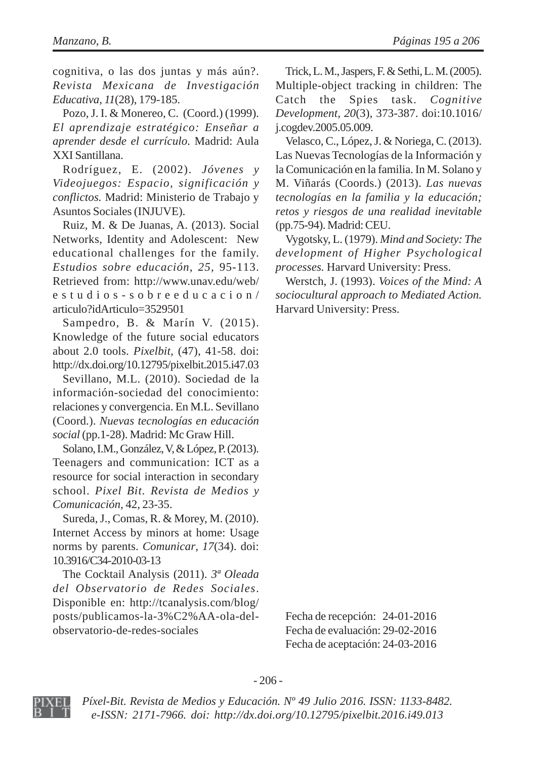cognitiva, o las dos juntas y más aún?. *Revista Mexicana de Investigación Educativa, 11*(28), 179-185.

Pozo, J. I. & Monereo, C. (Coord.) (1999). *El aprendizaje estratégico: Enseñar a aprender desde el currículo.* Madrid: Aula XXI Santillana.

Rodríguez, E. (2002). *Jóvenes y Videojuegos: Espacio, significación y conflictos.* Madrid: Ministerio de Trabajo y Asuntos Sociales (INJUVE).

Ruiz, M. & De Juanas, A. (2013). Social Networks, Identity and Adolescent: New educational challenges for the family. *Estudios sobre educación*, *25*, 95-113. Retrieved from: http://www.unav.edu/web/estudios-sobreeducacion/articulo?idArticulo=3529501

Sampedro, B. & Marín V. (2015). Knowledge of the future social educators about 2.0 tools. *Pixelbit,* (47), 41-58. doi: http://dx.doi.org/10.12795/pixelbit.2015.i47.03

Sevillano, M.L. (2010). Sociedad de la información-sociedad del conocimiento: relaciones y convergencia. En M.L. Sevillano (Coord.). *Nuevas tecnologías en educación social* (pp.1-28). Madrid: Mc Graw Hill.

Solano, I.M., González, V, & López, P. (2013). Teenagers and communication: ICT as a resource for social interaction in secondary school. *Pixel Bit. Revista de Medios y Comunicación,* 42, 23-35.

Sureda, J., Comas, R. & Morey, M. (2010). Internet Access by minors at home: Usage norms by parents. *Comunicar*, *17*(34). doi: 10.3916/C34-2010-03-13

The Cocktail Analysis (2011). *3ª Oleada del Observatorio de Redes Sociales*. Disponible en: http://tcanalysis.com/blog/posts/publicamos-la-3%C2%AA-ola-del-observatorio-de-redes-sociales

Trick, L. M., Jaspers, F. & Sethi, L. M. (2005). Multiple-object tracking in children: The Catch the Spies task. *Cognitive Development*, *20*(3), 373-387. doi:10.1016/j.cogdev.2005.05.009.

Velasco, C., López, J. & Noriega, C. (2013). Las Nuevas Tecnologías de la Información y la Comunicación en la familia. In M. Solano y M. Viñarás (Coords.) (2013). *Las nuevas tecnologías en la familia y la educación; retos y riesgos de una realidad inevitable* (pp.75-94). Madrid: CEU.

Vygotsky, L. (1979). *Mind and Society: The development of Higher Psychological processes.* Harvard University: Press.

Werstch, J. (1993). *Voices of the Mind: A sociocultural approach to Mediated Action.* Harvard University: Press.

Fecha de recepción: 24-01-2016
Fecha de evaluación: 29-02-2016
Fecha de aceptación: 24-03-2016